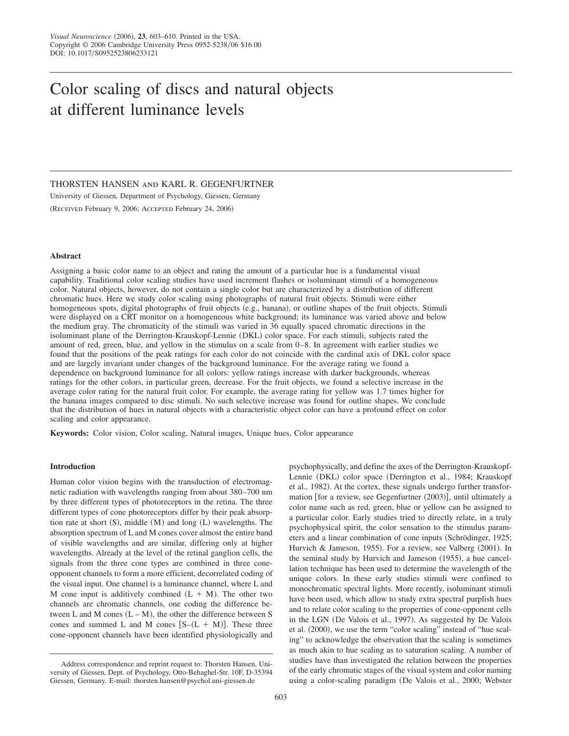# Color scaling of discs and natural objects at different luminance levels

THORSTEN HANSEN AND KARL R. GEGENFURTNER

University of Giessen, Department of Psychology, Giessen, Germany

(RECEIVED February 9, 2006; ACCEPTED February 24, 2006)

### Abstract

Assigning a basic color name to an object and rating the amount of a particular hue is a fundamental visual capability. Traditional color scaling studies have used increment flashes or isoluminant stimuli of a homogeneous color. Natural objects, however, do not contain a single color but are characterized by a distribution of different chromatic hues. Here we study color scaling using photographs of natural fruit objects. Stimuli were either homogeneous spots, digital photographs of fruit objects (e.g., banana), or outline shapes of the fruit objects. Stimuli were displayed on a CRT monitor on a homogeneous white background; its luminance was varied above and below the medium gray. The chromaticity of the stimuli was varied in 36 equally spaced chromatic directions in the isoluminant plane of the Derrington-Krauskopf-Lennie (DKL) color space. For each stimuli, subjects rated the amount of red, green, blue, and yellow in the stimulus on a scale from 0–8. In agreement with earlier studies we found that the positions of the peak ratings for each color do not coincide with the cardinal axis of DKL color space and are largely invariant under changes of the background luminance. For the average rating we found a dependence on background luminance for all colors: yellow ratings increase with darker backgrounds, whereas ratings for the other colors, in particular green, decrease. For the fruit objects, we found a selective increase in the average color rating for the natural fruit color. For example, the average rating for yellow was 1.7 times higher for the banana images compared to disc stimuli. No such selective increase was found for outline shapes. We conclude that the distribution of hues in natural objects with a characteristic object color can have a profound effect on color scaling and color appearance.

**Keywords:** Color vision, Color scaling, Natural images, Unique hues, Color appearance

### Introduction

Human color vision begins with the transduction of electromagnetic radiation with wavelengths ranging from about 380–700 nm by three different types of photoreceptors in the retina. The three different types of cone photoreceptors differ by their peak absorption rate at short (S), middle (M) and long (L) wavelengths. The absorption spectrum of L and M cones cover almost the entire band of visible wavelengths and are similar, differing only at higher wavelengths. Already at the level of the retinal ganglion cells, the signals from the three cone types are combined in three cone-opponent channels to form a more efficient, decorrelated coding of the visual input. One channel is a luminance channel, where L and M cone input is additively combined (L + M). The other two channels are chromatic channels, one coding the difference between L and M cones (L – M), the other the difference between S cones and summed L and M cones [S–(L + M)]. These three cone-opponent channels have been identified physiologically and psychophysically, and define the axes of the Derrington-Krauskopf-Lennie (DKL) color space (Derrington et al., 1984; Krauskopf et al., 1982). At the cortex, these signals undergo further transformation [for a review, see Gegenfurtner (2003)], until ultimately a color name such as red, green, blue or yellow can be assigned to a particular color. Early studies tried to directly relate, in a truly psychophysical spirit, the color sensation to the stimulus parameters and a linear combination of cone inputs (Schrödinger, 1925; Hurvich & Jameson, 1955). For a review, see Valberg (2001). In the seminal study by Hurvich and Jameson (1955), a hue cancellation technique has been used to determine the wavelength of the unique colors. In these early studies stimuli were confined to monochromatic spectral lights. More recently, isoluminant stimuli have been used, which allow to study extra spectral purplish hues and to relate color scaling to the properties of cone-opponent cells in the LGN (De Valois et al., 1997). As suggested by De Valois et al. (2000), we use the term "color scaling" instead of "hue scaling" to acknowledge the observation that the scaling is sometimes as much akin to hue scaling as to saturation scaling. A number of studies have than investigated the relation between the properties of the early chromatic stages of the visual system and color naming using a color-scaling paradigm (De Valois et al., 2000; Webster

Address correspondence and reprint request to: Thorsten Hansen, University of Giessen, Dept. of Psychology, Otto-Behaghel-Str. 10F, D-35394 Giessen, Germany. E-mail: thorsten.hansen@psychol.uni-giessen.de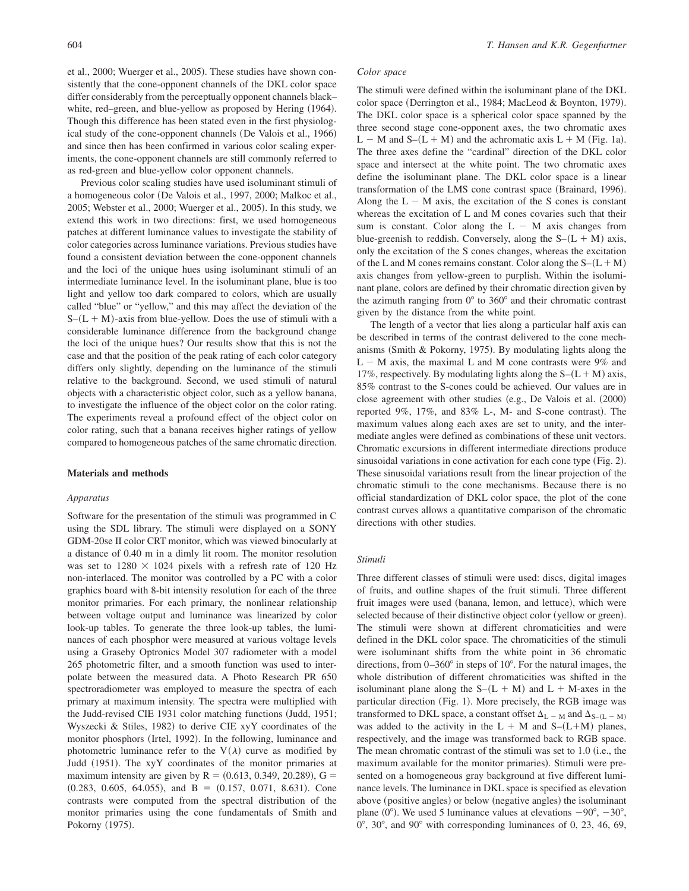et al., 2000; Wuerger et al., 2005). These studies have shown consistently that the cone-opponent channels of the DKL color space differ considerably from the perceptually opponent channels black–white, red–green, and blue-yellow as proposed by Hering (1964). Though this difference has been stated even in the first physiological study of the cone-opponent channels (De Valois et al., 1966) and since then has been confirmed in various color scaling experiments, the cone-opponent channels are still commonly referred to as red-green and blue-yellow color opponent channels.

Previous color scaling studies have used isoluminant stimuli of a homogeneous color (De Valois et al., 1997, 2000; Malkoc et al., 2005; Webster et al., 2000; Wuerger et al., 2005). In this study, we extend this work in two directions: first, we used homogeneous patches at different luminance values to investigate the stability of color categories across luminance variations. Previous studies have found a consistent deviation between the cone-opponent channels and the loci of the unique hues using isoluminant stimuli of an intermediate luminance level. In the isoluminant plane, blue is too light and yellow too dark compared to colors, which are usually called "blue" or "yellow," and this may affect the deviation of the S–(L + M)-axis from blue-yellow. Does the use of stimuli with a considerable luminance difference from the background change the loci of the unique hues? Our results show that this is not the case and that the position of the peak rating of each color category differs only slightly, depending on the luminance of the stimuli relative to the background. Second, we used stimuli of natural objects with a characteristic object color, such as a yellow banana, to investigate the influence of the object color on the color rating. The experiments reveal a profound effect of the object color on color rating, such that a banana receives higher ratings of yellow compared to homogeneous patches of the same chromatic direction.

## Materials and methods

### *Apparatus*

Software for the presentation of the stimuli was programmed in C using the SDL library. The stimuli were displayed on a SONY GDM-20se II color CRT monitor, which was viewed binocularly at a distance of 0.40 m in a dimly lit room. The monitor resolution was set to $1280 \times 1024$ pixels with a refresh rate of 120 Hz non-interlaced. The monitor was controlled by a PC with a color graphics board with 8-bit intensity resolution for each of the three monitor primaries. For each primary, the nonlinear relationship between voltage output and luminance was linearized by color look-up tables. To generate the three look-up tables, the luminances of each phosphor were measured at various voltage levels using a Graseby Optronics Model 307 radiometer with a model 265 photometric filter, and a smooth function was used to interpolate between the measured data. A Photo Research PR 650 spectroradiometer was employed to measure the spectra of each primary at maximum intensity. The spectra were multiplied with the Judd-revised CIE 1931 color matching functions (Judd, 1951; Wyszecki & Stiles, 1982) to derive CIE xyY coordinates of the monitor phosphors (Irtel, 1992). In the following, luminance and photometric luminance refer to the $V(\lambda)$ curve as modified by Judd (1951). The xyY coordinates of the monitor primaries at maximum intensity are given by R = (0.613, 0.349, 20.289), G = (0.283, 0.605, 64.055), and B = (0.157, 0.071, 8.631). Cone contrasts were computed from the spectral distribution of the monitor primaries using the cone fundamentals of Smith and Pokorny (1975).

### *Color space*

The stimuli were defined within the isoluminant plane of the DKL color space (Derrington et al., 1984; MacLeod & Boynton, 1979). The DKL color space is a spherical color space spanned by the three second stage cone-opponent axes, the two chromatic axes L − M and S–(L + M) and the achromatic axis L + M (Fig. 1a). The three axes define the "cardinal" direction of the DKL color space and intersect at the white point. The two chromatic axes define the isoluminant plane. The DKL color space is a linear transformation of the LMS cone contrast space (Brainard, 1996). Along the L − M axis, the excitation of the S cones is constant whereas the excitation of L and M cones covaries such that their sum is constant. Color along the L − M axis changes from blue-greenish to reddish. Conversely, along the S–(L + M) axis, only the excitation of the S cones changes, whereas the excitation of the L and M cones remains constant. Color along the S–(L + M) axis changes from yellow-green to purplish. Within the isoluminant plane, colors are defined by their chromatic direction given by the azimuth ranging from 0° to 360° and their chromatic contrast given by the distance from the white point.

The length of a vector that lies along a particular half axis can be described in terms of the contrast delivered to the cone mechanisms (Smith & Pokorny, 1975). By modulating lights along the L − M axis, the maximal L and M cone contrasts were 9% and 17%, respectively. By modulating lights along the S–(L + M) axis, 85% contrast to the S-cones could be achieved. Our values are in close agreement with other studies (e.g., De Valois et al. (2000) reported 9%, 17%, and 83% L-, M- and S-cone contrast). The maximum values along each axes are set to unity, and the intermediate angles were defined as combinations of these unit vectors. Chromatic excursions in different intermediate directions produce sinusoidal variations in cone activation for each cone type (Fig. 2). These sinusoidal variations result from the linear projection of the chromatic stimuli to the cone mechanisms. Because there is no official standardization of DKL color space, the plot of the cone contrast curves allows a quantitative comparison of the chromatic directions with other studies.

### *Stimuli*

Three different classes of stimuli were used: discs, digital images of fruits, and outline shapes of the fruit stimuli. Three different fruit images were used (banana, lemon, and lettuce), which were selected because of their distinctive object color (yellow or green). The stimuli were shown at different chromaticities and were defined in the DKL color space. The chromaticities of the stimuli were isoluminant shifts from the white point in 36 chromatic directions, from 0–360° in steps of 10°. For the natural images, the whole distribution of different chromaticities was shifted in the isoluminant plane along the S–(L + M) and L + M-axes in the particular direction (Fig. 1). More precisely, the RGB image was transformed to DKL space, a constant offset $\Delta_{L-M}$ and $\Delta_{S-(L-M)}$ was added to the activity in the L + M and S–(L+M) planes, respectively, and the image was transformed back to RGB space. The mean chromatic contrast of the stimuli was set to 1.0 (i.e., the maximum available for the monitor primaries). Stimuli were presented on a homogeneous gray background at five different luminance levels. The luminance in DKL space is specified as elevation above (positive angles) or below (negative angles) the isoluminant plane (0°). We used 5 luminance values at elevations −90°, −30°, 0°, 30°, and 90° with corresponding luminances of 0, 23, 46, 69,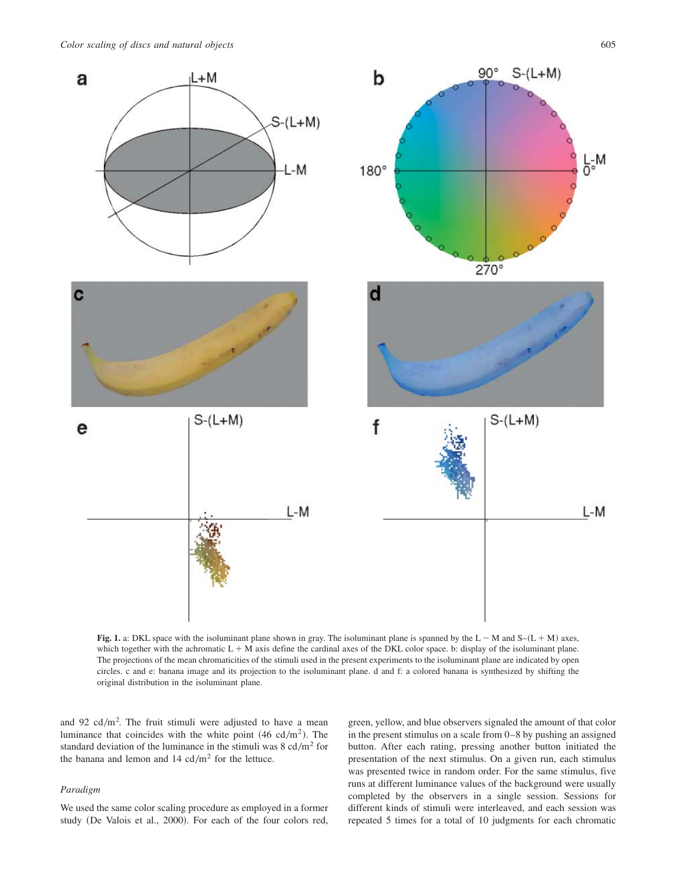**Fig. 1.** a: DKL space with the isoluminant plane shown in gray. The isoluminant plane is spanned by the L − M and S–(L + M) axes, which together with the achromatic L + M axis define the cardinal axes of the DKL color space. b: display of the isoluminant plane. The projections of the mean chromaticities of the stimuli used in the present experiments to the isoluminant plane are indicated by open circles. c and e: banana image and its projection to the isoluminant plane. d and f: a colored banana is synthesized by shifting the original distribution in the isoluminant plane.

and 92 cd/m$^2$. The fruit stimuli were adjusted to have a mean luminance that coincides with the white point (46 cd/m$^2$). The standard deviation of the luminance in the stimuli was 8 cd/m$^2$ for the banana and lemon and 14 cd/m$^2$ for the lettuce.

### *Paradigm*

We used the same color scaling procedure as employed in a former study (De Valois et al., 2000). For each of the four colors red, green, yellow, and blue observers signaled the amount of that color in the present stimulus on a scale from 0–8 by pushing an assigned button. After each rating, pressing another button initiated the presentation of the next stimulus. On a given run, each stimulus was presented twice in random order. For the same stimulus, five runs at different luminance values of the background were usually completed by the observers in a single session. Sessions for different kinds of stimuli were interleaved, and each session was repeated 5 times for a total of 10 judgments for each chromatic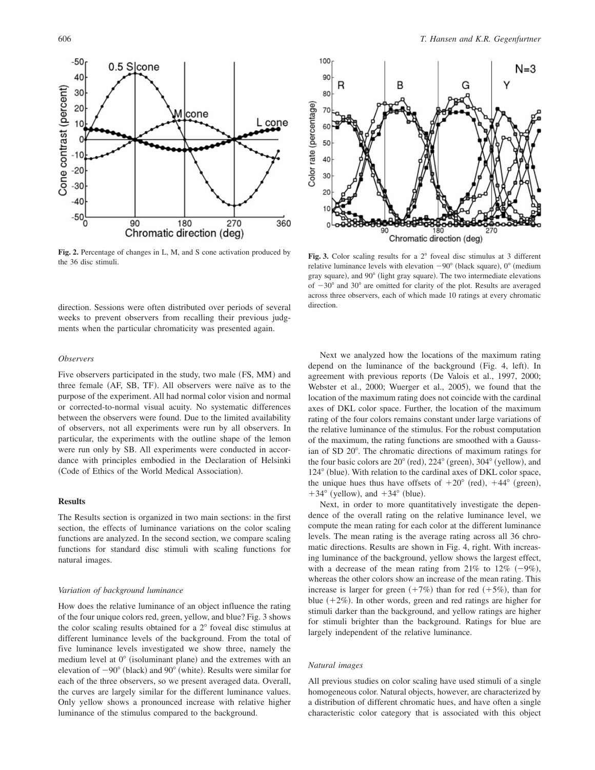**Fig. 2.** Percentage of changes in L, M, and S cone activation produced by the 36 disc stimuli.

**Fig. 3.** Color scaling results for a 2° foveal disc stimulus at 3 different relative luminance levels with elevation −90° (black square), 0° (medium gray square), and 90° (light gray square). The two intermediate elevations of −30° and 30° are omitted for clarity of the plot. Results are averaged across three observers, each of which made 10 ratings at every chromatic direction.

direction. Sessions were often distributed over periods of several weeks to prevent observers from recalling their previous judgments when the particular chromaticity was presented again.

### *Observers*

Five observers participated in the study, two male (FS, MM) and three female (AF, SB, TF). All observers were naïve as to the purpose of the experiment. All had normal color vision and normal or corrected-to-normal visual acuity. No systematic differences between the observers were found. Due to the limited availability of observers, not all experiments were run by all observers. In particular, the experiments with the outline shape of the lemon were run only by SB. All experiments were conducted in accordance with principles embodied in the Declaration of Helsinki (Code of Ethics of the World Medical Association).

## Results

The Results section is organized in two main sections: in the first section, the effects of luminance variations on the color scaling functions are analyzed. In the second section, we compare scaling functions for standard disc stimuli with scaling functions for natural images.

### *Variation of background luminance*

How does the relative luminance of an object influence the rating of the four unique colors red, green, yellow, and blue? Fig. 3 shows the color scaling results obtained for a 2° foveal disc stimulus at different luminance levels of the background. From the total of five luminance levels investigated we show three, namely the medium level at 0° (isoluminant plane) and the extremes with an elevation of −90° (black) and 90° (white). Results were similar for each of the three observers, so we present averaged data. Overall, the curves are largely similar for the different luminance values. Only yellow shows a pronounced increase with relative higher luminance of the stimulus compared to the background.

Next we analyzed how the locations of the maximum rating depend on the luminance of the background (Fig. 4, left). In agreement with previous reports (De Valois et al., 1997, 2000; Webster et al., 2000; Wuerger et al., 2005), we found that the location of the maximum rating does not coincide with the cardinal axes of DKL color space. Further, the location of the maximum rating of the four colors remains constant under large variations of the relative luminance of the stimulus. For the robust computation of the maximum, the rating functions are smoothed with a Gaussian of SD 20°. The chromatic directions of maximum ratings for the four basic colors are 20° (red), 224° (green), 304° (yellow), and 124° (blue). With relation to the cardinal axes of DKL color space, the unique hues thus have offsets of +20° (red), +44° (green), +34° (yellow), and +34° (blue).

Next, in order to more quantitatively investigate the dependence of the overall rating on the relative luminance level, we compute the mean rating for each color at the different luminance levels. The mean rating is the average rating across all 36 chromatic directions. Results are shown in Fig. 4, right. With increasing luminance of the background, yellow shows the largest effect, with a decrease of the mean rating from 21% to 12% (−9%), whereas the other colors show an increase of the mean rating. This increase is larger for green (+7%) than for red (+5%), than for blue (+2%). In other words, green and red ratings are higher for stimuli darker than the background, and yellow ratings are higher for stimuli brighter than the background. Ratings for blue are largely independent of the relative luminance.

### *Natural images*

All previous studies on color scaling have used stimuli of a single homogeneous color. Natural objects, however, are characterized by a distribution of different chromatic hues, and have often a single characteristic color category that is associated with this object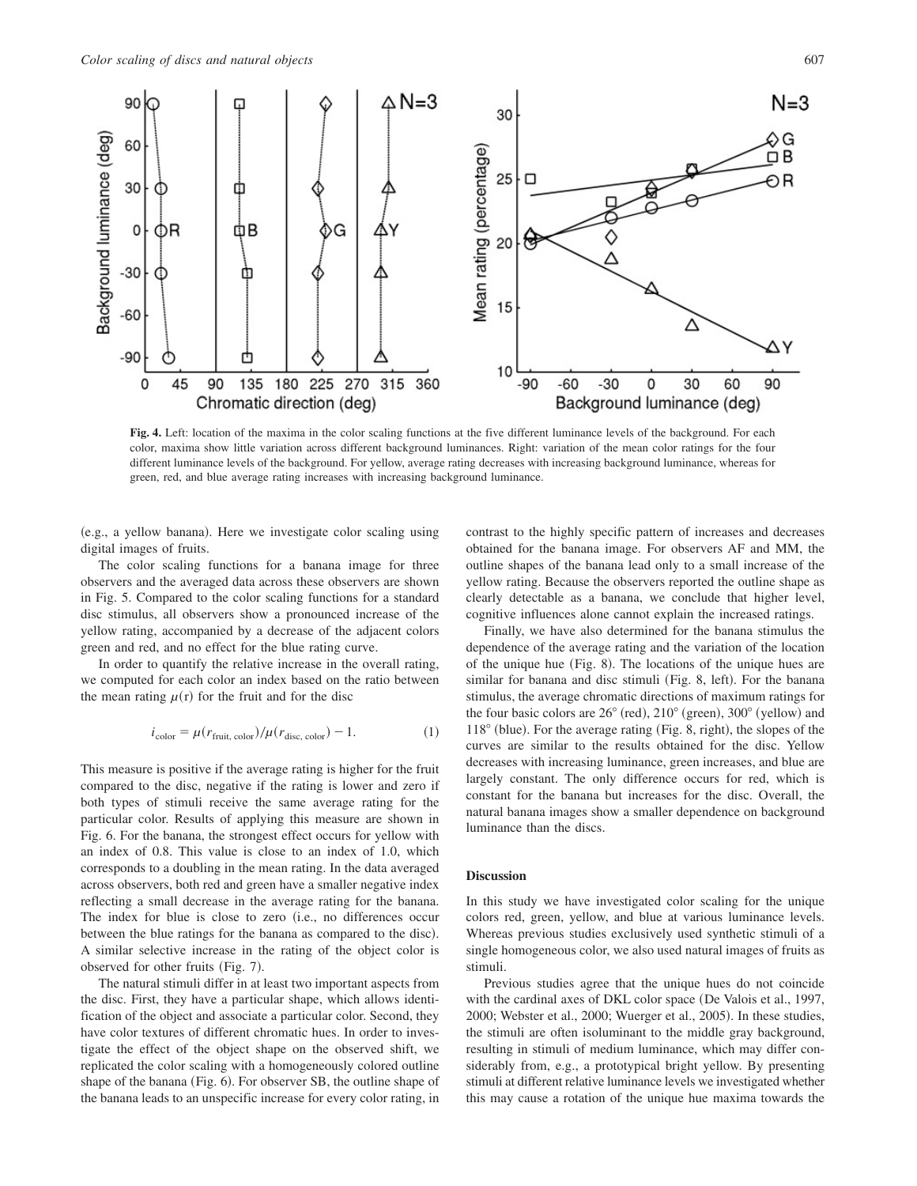**Fig. 4.** Left: location of the maxima in the color scaling functions at the five different luminance levels of the background. For each color, maxima show little variation across different background luminances. Right: variation of the mean color ratings for the four different luminance levels of the background. For yellow, average rating decreases with increasing background luminance, whereas for green, red, and blue average rating increases with increasing background luminance.

(e.g., a yellow banana). Here we investigate color scaling using digital images of fruits.

The color scaling functions for a banana image for three observers and the averaged data across these observers are shown in Fig. 5. Compared to the color scaling functions for a standard disc stimulus, all observers show a pronounced increase of the yellow rating, accompanied by a decrease of the adjacent colors green and red, and no effect for the blue rating curve.

In order to quantify the relative increase in the overall rating, we computed for each color an index based on the ratio between the mean rating $\mu(\mathrm{r})$ for the fruit and for the disc

$$i_{\mathrm{color}} = \mu(r_{\mathrm{fruit,\,color}})/\mu(r_{\mathrm{disc,\,color}}) - 1. \tag{1}$$

This measure is positive if the average rating is higher for the fruit compared to the disc, negative if the rating is lower and zero if both types of stimuli receive the same average rating for the particular color. Results of applying this measure are shown in Fig. 6. For the banana, the strongest effect occurs for yellow with an index of 0.8. This value is close to an index of 1.0, which corresponds to a doubling in the mean rating. In the data averaged across observers, both red and green have a smaller negative index reflecting a small decrease in the average rating for the banana. The index for blue is close to zero (i.e., no differences occur between the blue ratings for the banana as compared to the disc). A similar selective increase in the rating of the object color is observed for other fruits (Fig. 7).

The natural stimuli differ in at least two important aspects from the disc. First, they have a particular shape, which allows identification of the object and associate a particular color. Second, they have color textures of different chromatic hues. In order to investigate the effect of the object shape on the observed shift, we replicated the color scaling with a homogeneously colored outline shape of the banana (Fig. 6). For observer SB, the outline shape of the banana leads to an unspecific increase for every color rating, in contrast to the highly specific pattern of increases and decreases obtained for the banana image. For observers AF and MM, the outline shapes of the banana lead only to a small increase of the yellow rating. Because the observers reported the outline shape as clearly detectable as a banana, we conclude that higher level, cognitive influences alone cannot explain the increased ratings.

Finally, we have also determined for the banana stimulus the dependence of the average rating and the variation of the location of the unique hue (Fig. 8). The locations of the unique hues are similar for banana and disc stimuli (Fig. 8, left). For the banana stimulus, the average chromatic directions of maximum ratings for the four basic colors are 26° (red), 210° (green), 300° (yellow) and 118° (blue). For the average rating (Fig. 8, right), the slopes of the curves are similar to the results obtained for the disc. Yellow decreases with increasing luminance, green increases, and blue are largely constant. The only difference occurs for red, which is constant for the banana but increases for the disc. Overall, the natural banana images show a smaller dependence on background luminance than the discs.

## Discussion

In this study we have investigated color scaling for the unique colors red, green, yellow, and blue at various luminance levels. Whereas previous studies exclusively used synthetic stimuli of a single homogeneous color, we also used natural images of fruits as stimuli.

Previous studies agree that the unique hues do not coincide with the cardinal axes of DKL color space (De Valois et al., 1997, 2000; Webster et al., 2000; Wuerger et al., 2005). In these studies, the stimuli are often isoluminant to the middle gray background, resulting in stimuli of medium luminance, which may differ considerably from, e.g., a prototypical bright yellow. By presenting stimuli at different relative luminance levels we investigated whether this may cause a rotation of the unique hue maxima towards the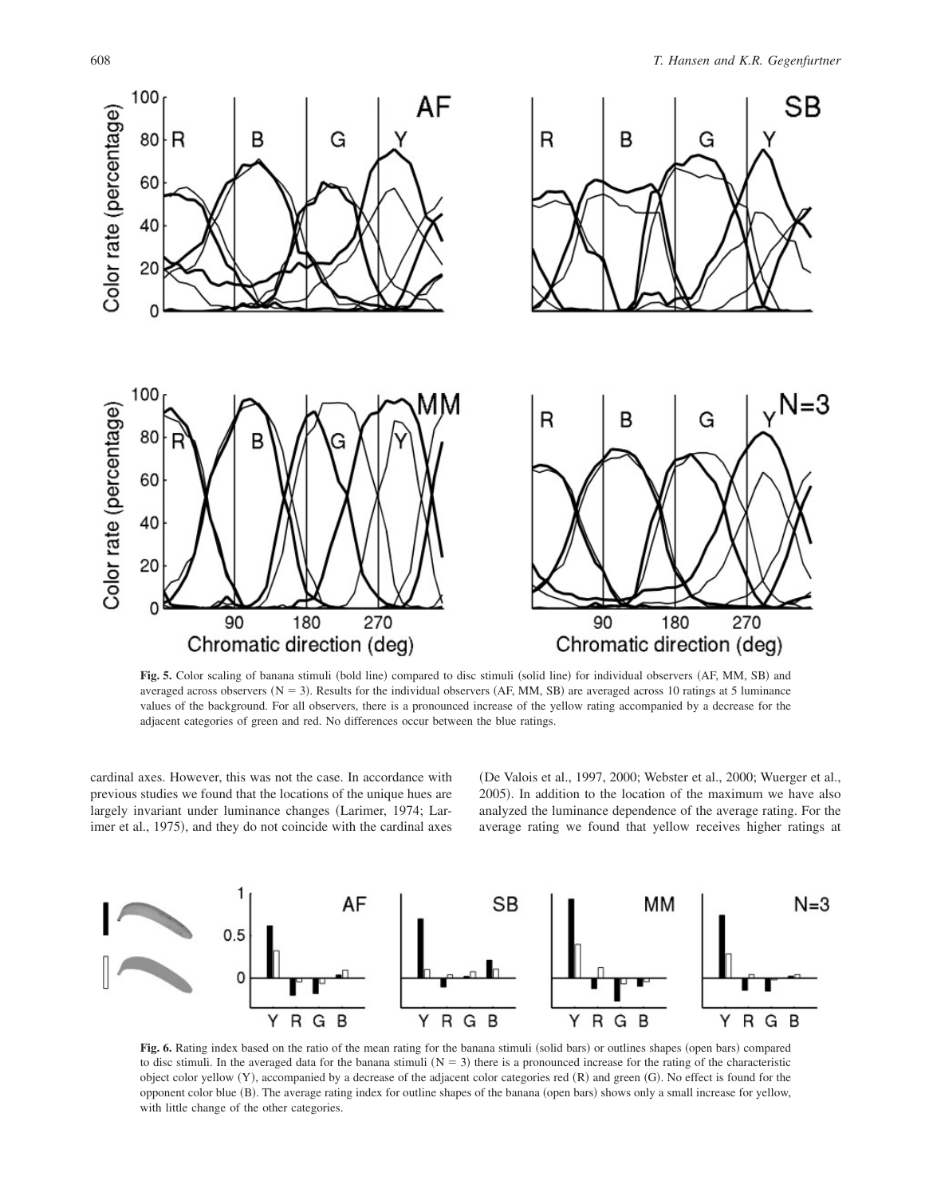**Fig. 5.** Color scaling of banana stimuli (bold line) compared to disc stimuli (solid line) for individual observers (AF, MM, SB) and averaged across observers (N = 3). Results for the individual observers (AF, MM, SB) are averaged across 10 ratings at 5 luminance values of the background. For all observers, there is a pronounced increase of the yellow rating accompanied by a decrease for the adjacent categories of green and red. No differences occur between the blue ratings.

cardinal axes. However, this was not the case. In accordance with previous studies we found that the locations of the unique hues are largely invariant under luminance changes (Larimer, 1974; Larimer et al., 1975), and they do not coincide with the cardinal axes (De Valois et al., 1997, 2000; Webster et al., 2000; Wuerger et al., 2005). In addition to the location of the maximum we have also analyzed the luminance dependence of the average rating. For the average rating we found that yellow receives higher ratings at

**Fig. 6.** Rating index based on the ratio of the mean rating for the banana stimuli (solid bars) or outlines shapes (open bars) compared to disc stimuli. In the averaged data for the banana stimuli (N = 3) there is a pronounced increase for the rating of the characteristic object color yellow (Y), accompanied by a decrease of the adjacent color categories red (R) and green (G). No effect is found for the opponent color blue (B). The average rating index for outline shapes of the banana (open bars) shows only a small increase for yellow, with little change of the other categories.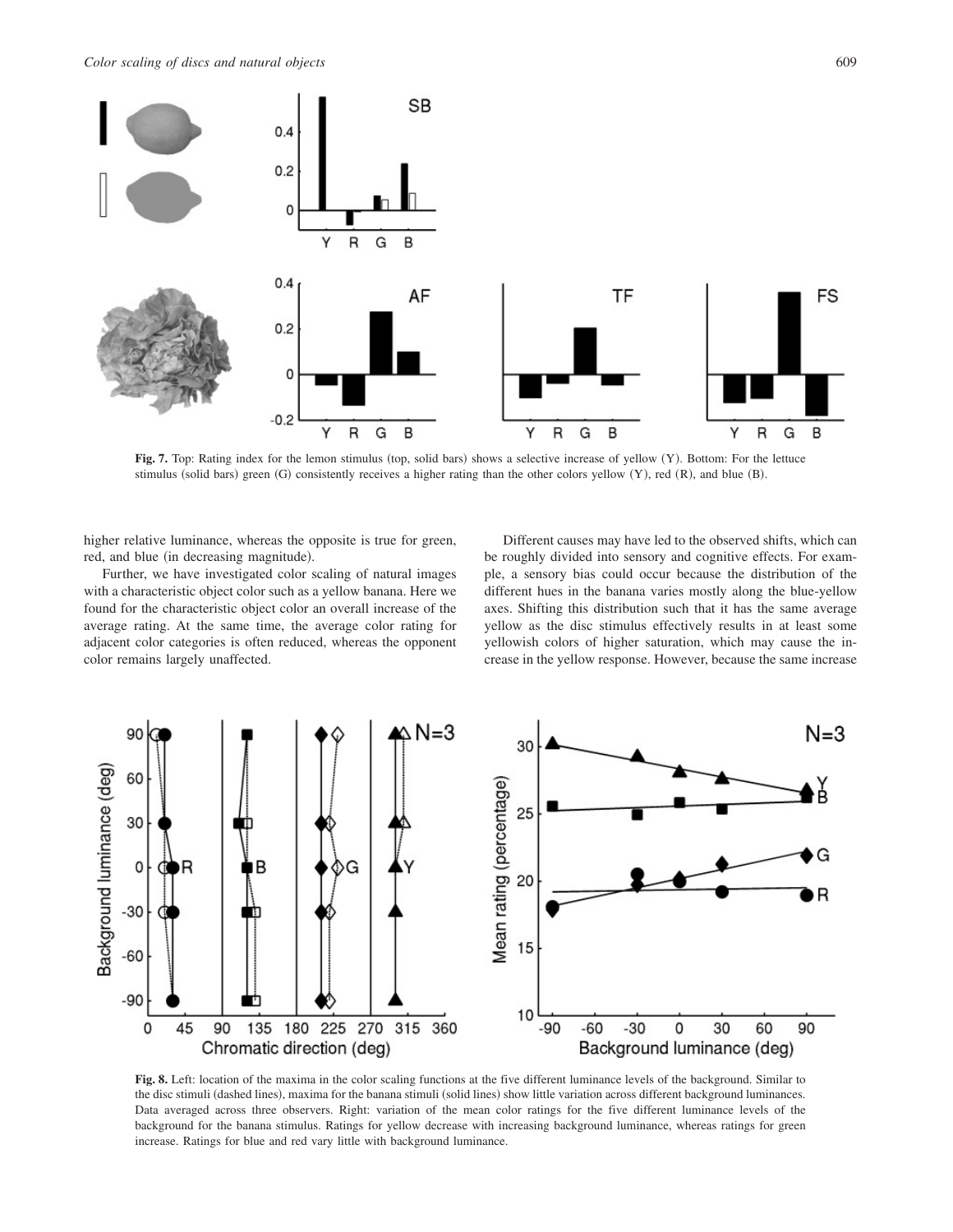**Fig. 7.** Top: Rating index for the lemon stimulus (top, solid bars) shows a selective increase of yellow (Y). Bottom: For the lettuce stimulus (solid bars) green (G) consistently receives a higher rating than the other colors yellow (Y), red (R), and blue (B).

higher relative luminance, whereas the opposite is true for green, red, and blue (in decreasing magnitude).

Further, we have investigated color scaling of natural images with a characteristic object color such as a yellow banana. Here we found for the characteristic object color an overall increase of the average rating. At the same time, the average color rating for adjacent color categories is often reduced, whereas the opponent color remains largely unaffected.

Different causes may have led to the observed shifts, which can be roughly divided into sensory and cognitive effects. For example, a sensory bias could occur because the distribution of the different hues in the banana varies mostly along the blue-yellow axes. Shifting this distribution such that it has the same average yellow as the disc stimulus effectively results in at least some yellowish colors of higher saturation, which may cause the increase in the yellow response. However, because the same increase

**Fig. 8.** Left: location of the maxima in the color scaling functions at the five different luminance levels of the background. Similar to the disc stimuli (dashed lines), maxima for the banana stimuli (solid lines) show little variation across different background luminances. Data averaged across three observers. Right: variation of the mean color ratings for the five different luminance levels of the background for the banana stimulus. Ratings for yellow decrease with increasing background luminance, whereas ratings for green increase. Ratings for blue and red vary little with background luminance.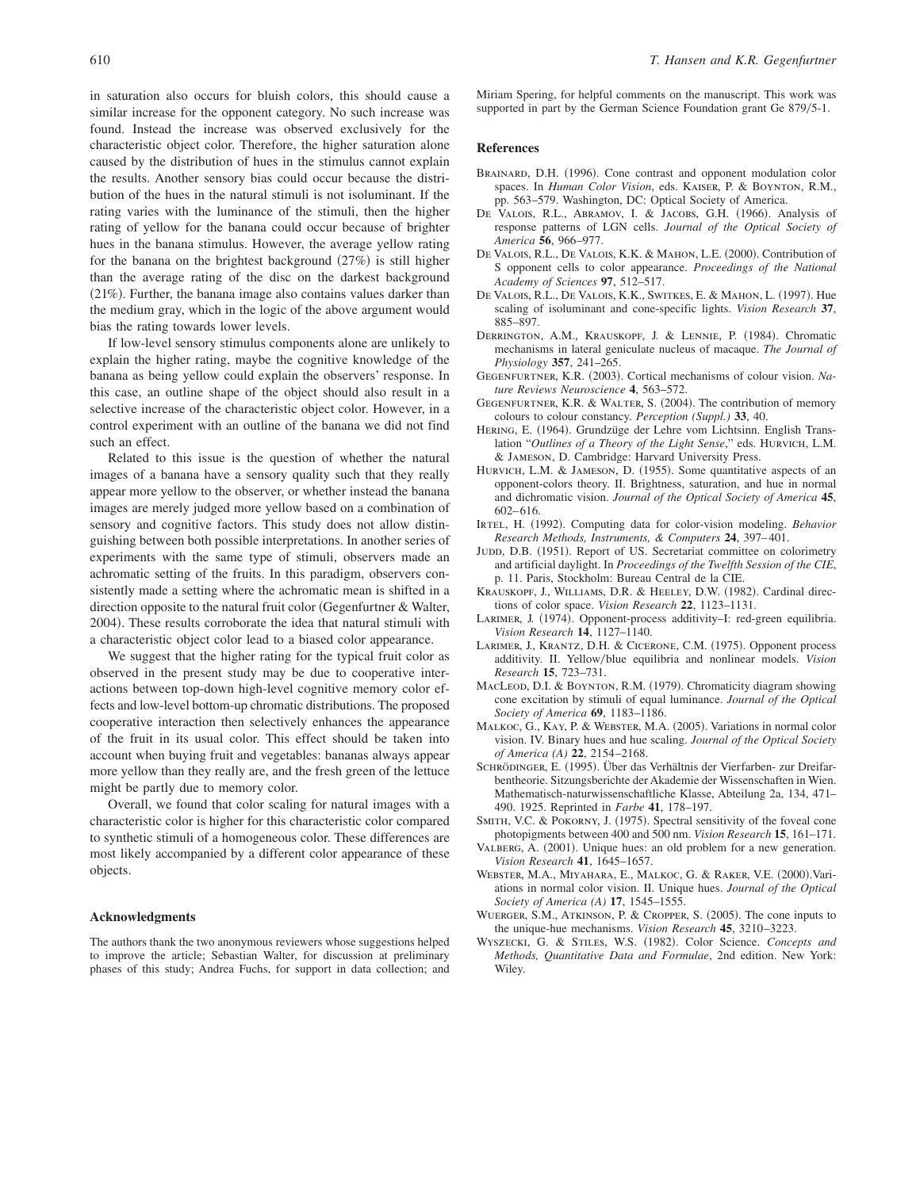in saturation also occurs for bluish colors, this should cause a similar increase for the opponent category. No such increase was found. Instead the increase was observed exclusively for the characteristic object color. Therefore, the higher saturation alone caused by the distribution of hues in the stimulus cannot explain the results. Another sensory bias could occur because the distribution of the hues in the natural stimuli is not isoluminant. If the rating varies with the luminance of the stimuli, then the higher rating of yellow for the banana could occur because of brighter hues in the banana stimulus. However, the average yellow rating for the banana on the brightest background (27%) is still higher than the average rating of the disc on the darkest background (21%). Further, the banana image also contains values darker than the medium gray, which in the logic of the above argument would bias the rating towards lower levels.

If low-level sensory stimulus components alone are unlikely to explain the higher rating, maybe the cognitive knowledge of the banana as being yellow could explain the observers' response. In this case, an outline shape of the object should also result in a selective increase of the characteristic object color. However, in a control experiment with an outline of the banana we did not find such an effect.

Related to this issue is the question of whether the natural images of a banana have a sensory quality such that they really appear more yellow to the observer, or whether instead the banana images are merely judged more yellow based on a combination of sensory and cognitive factors. This study does not allow distinguishing between both possible interpretations. In another series of experiments with the same type of stimuli, observers made an achromatic setting of the fruits. In this paradigm, observers consistently made a setting where the achromatic mean is shifted in a direction opposite to the natural fruit color (Gegenfurtner & Walter, 2004). These results corroborate the idea that natural stimuli with a characteristic object color lead to a biased color appearance.

We suggest that the higher rating for the typical fruit color as observed in the present study may be due to cooperative interactions between top-down high-level cognitive memory color effects and low-level bottom-up chromatic distributions. The proposed cooperative interaction then selectively enhances the appearance of the fruit in its usual color. This effect should be taken into account when buying fruit and vegetables: bananas always appear more yellow than they really are, and the fresh green of the lettuce might be partly due to memory color.

Overall, we found that color scaling for natural images with a characteristic color is higher for this characteristic color compared to synthetic stimuli of a homogeneous color. These differences are most likely accompanied by a different color appearance of these objects.

## Acknowledgments

The authors thank the two anonymous reviewers whose suggestions helped to improve the article; Sebastian Walter, for discussion at preliminary phases of this study; Andrea Fuchs, for support in data collection; and Miriam Spering, for helpful comments on the manuscript. This work was supported in part by the German Science Foundation grant Ge 879/5-1.

## References

- Brainard, D.H. (1996). Cone contrast and opponent modulation color spaces. In *Human Color Vision*, eds. Kaiser, P. & Boynton, R.M., pp. 563–579. Washington, DC: Optical Society of America.
- De Valois, R.L., Abramov, I. & Jacobs, G.H. (1966). Analysis of response patterns of LGN cells. *Journal of the Optical Society of America* **56**, 966–977.
- De Valois, R.L., De Valois, K.K. & Mahon, L.E. (2000). Contribution of S opponent cells to color appearance. *Proceedings of the National Academy of Sciences* **97**, 512–517.
- De Valois, R.L., De Valois, K.K., Switkes, E. & Mahon, L. (1997). Hue scaling of isoluminant and cone-specific lights. *Vision Research* **37**, 885–897.
- Derrington, A.M., Krauskopf, J. & Lennie, P. (1984). Chromatic mechanisms in lateral geniculate nucleus of macaque. *The Journal of Physiology* **357**, 241–265.
- Gegenfurtner, K.R. (2003). Cortical mechanisms of colour vision. *Nature Reviews Neuroscience* **4**, 563–572.
- Gegenfurtner, K.R. & Walter, S. (2004). The contribution of memory colours to colour constancy. *Perception (Suppl.)* **33**, 40.
- Hering, E. (1964). Grundzüge der Lehre vom Lichtsinn. English Translation "*Outlines of a Theory of the Light Sense*," eds. Hurvich, L.M. & Jameson, D. Cambridge: Harvard University Press.
- Hurvich, L.M. & Jameson, D. (1955). Some quantitative aspects of an opponent-colors theory. II. Brightness, saturation, and hue in normal and dichromatic vision. *Journal of the Optical Society of America* **45**, 602–616.
- Irtel, H. (1992). Computing data for color-vision modeling. *Behavior Research Methods, Instruments, & Computers* **24**, 397–401.
- Judd, D.B. (1951). Report of US. Secretariat committee on colorimetry and artificial daylight. In *Proceedings of the Twelfth Session of the CIE*, p. 11. Paris, Stockholm: Bureau Central de la CIE.
- Krauskopf, J., Williams, D.R. & Heeley, D.W. (1982). Cardinal directions of color space. *Vision Research* **22**, 1123–1131.
- Larimer, J. (1974). Opponent-process additivity–I: red-green equilibria. *Vision Research* **14**, 1127–1140.
- Larimer, J., Krantz, D.H. & Cicerone, C.M. (1975). Opponent process additivity. II. Yellow/blue equilibria and nonlinear models. *Vision Research* **15**, 723–731.
- MacLeod, D.I. & Boynton, R.M. (1979). Chromaticity diagram showing cone excitation by stimuli of equal luminance. *Journal of the Optical Society of America* **69**, 1183–1186.
- Malkoc, G., Kay, P. & Webster, M.A. (2005). Variations in normal color vision. IV. Binary hues and hue scaling. *Journal of the Optical Society of America (A)* **22**, 2154–2168.
- Schrödinger, E. (1995). Über das Verhältnis der Vierfarben- zur Dreifarbentheorie. Sitzungsberichte der Akademie der Wissenschaften in Wien. Mathematisch-naturwissenschaftliche Klasse, Abteilung 2a, 134, 471–490. 1925. Reprinted in *Farbe* **41**, 178–197.
- Smith, V.C. & Pokorny, J. (1975). Spectral sensitivity of the foveal cone photopigments between 400 and 500 nm. *Vision Research* **15**, 161–171.
- Valberg, A. (2001). Unique hues: an old problem for a new generation. *Vision Research* **41**, 1645–1657.
- Webster, M.A., Miyahara, E., Malkoc, G. & Raker, V.E. (2000). Variations in normal color vision. II. Unique hues. *Journal of the Optical Society of America (A)* **17**, 1545–1555.
- Wuerger, S.M., Atkinson, P. & Cropper, S. (2005). The cone inputs to the unique-hue mechanisms. *Vision Research* **45**, 3210–3223.
- Wyszecki, G. & Stiles, W.S. (1982). Color Science. *Concepts and Methods, Quantitative Data and Formulae*, 2nd edition. New York: Wiley.